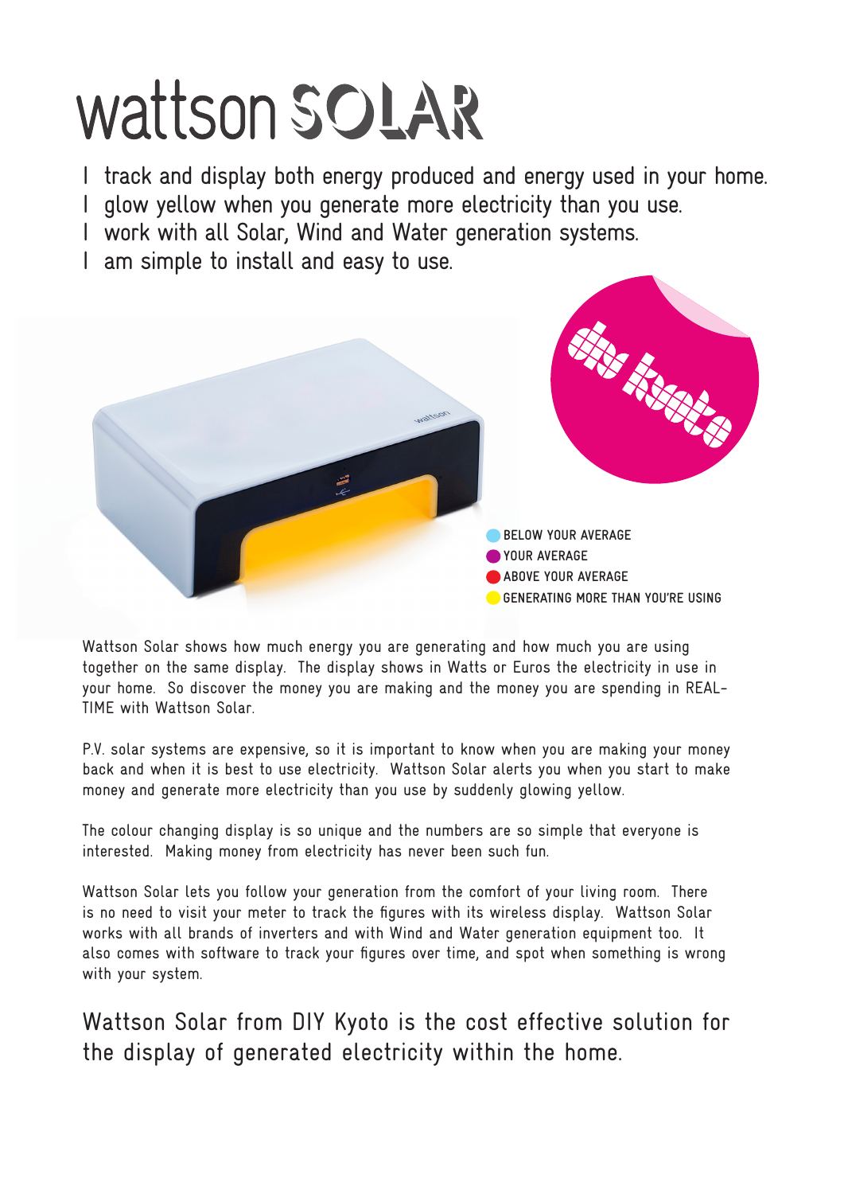# wattson SOLAR

- I track and display both energy produced and energy used in your home.
- I glow yellow when you generate more electricity than you use.
- I work with all Solar, Wind and Water generation systems.
- I am simple to install and easy to use.

- BELOW YOUR AVERAGE
- YOUR AVERAGE
- ABOVE YOUR AVERAGE
- GENERATING MORE THAN YOU'RE USING

Wattson Solar shows how much energy you are generating and how much you are using together on the same display. The display shows in Watts or Euros the electricity in use in your home. So discover the money you are making and the money you are spending in REAL-TIME with Wattson Solar.

P.V. solar systems are expensive, so it is important to know when you are making your money back and when it is best to use electricity. Wattson Solar alerts you when you start to make money and generate more electricity than you use by suddenly glowing yellow.

The colour changing display is so unique and the numbers are so simple that everyone is interested. Making money from electricity has never been such fun.

Wattson Solar lets you follow your generation from the comfort of your living room. There is no need to visit your meter to track the figures with its wireless display. Wattson Solar works with all brands of inverters and with Wind and Water generation equipment too. It also comes with software to track your figures over time, and spot when something is wrong with your system.

## Wattson Solar from DIY Kyoto is the cost effective solution for the display of generated electricity within the home.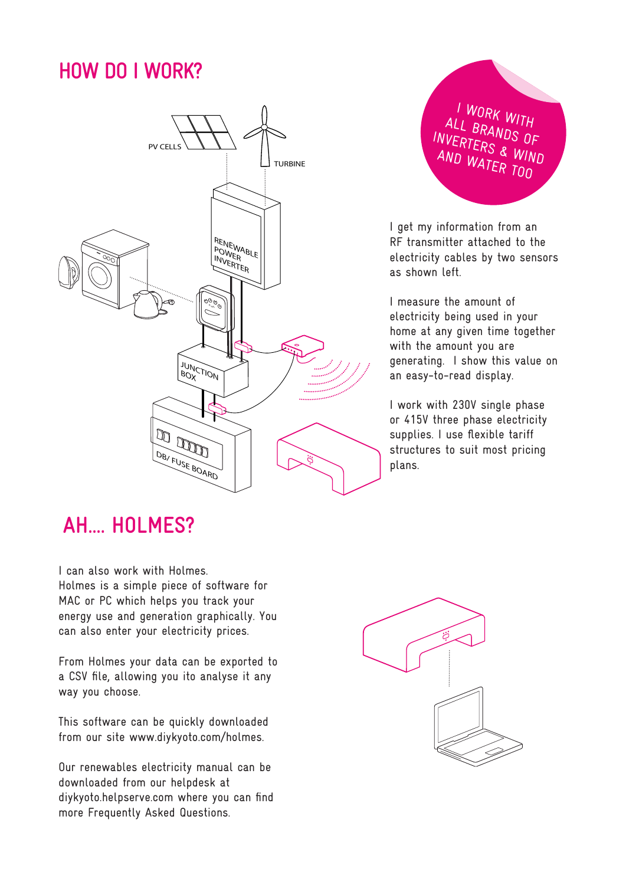# HOW DO I WORK?

I WORK WITH ALL BRANDS OF INVERTERS & WIND AND WATER TOO

I get my information from an RF transmitter attached to the electricity cables by two sensors as shown left.

I measure the amount of electricity being used in your home at any given time together with the amount you are generating. I show this value on an easy-to-read display.

I work with 230V single phase or 415V three phase electricity supplies. I use flexible tariff structures to suit most pricing plans.

# AH.... HOLMES?

I can also work with Holmes.
Holmes is a simple piece of software for MAC or PC which helps you track your energy use and generation graphically. You can also enter your electricity prices.

From Holmes your data can be exported to a CSV file, allowing you ito analyse it any way you choose.

This software can be quickly downloaded from our site www.diykyoto.com/holmes.

Our renewables electricity manual can be downloaded from our helpdesk at diykyoto.helpserve.com where you can find more Frequently Asked Questions.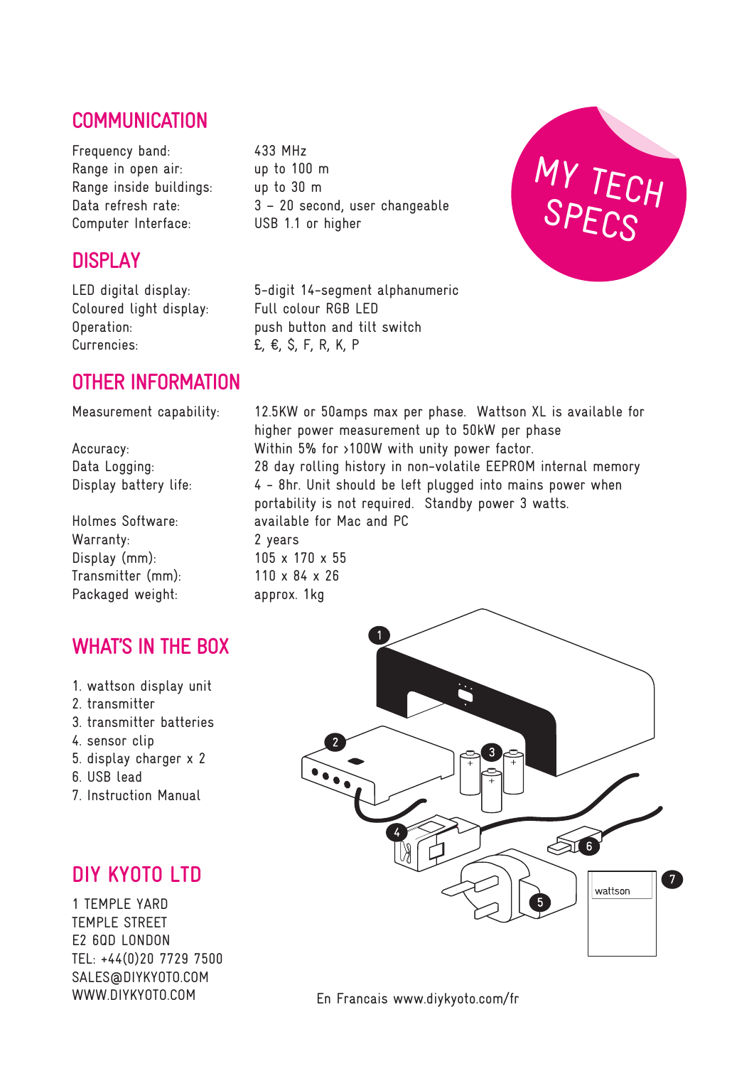MY TECH SPECS

## COMMUNICATION

| | |
|---|---|
| Frequency band: | 433 MHz |
| Range in open air: | up to 100 m |
| Range inside buildings: | up to 30 m |
| Data refresh rate: | 3 – 20 second, user changeable |
| Computer Interface: | USB 1.1 or higher |

## DISPLAY

| | |
|---|---|
| LED digital display: | 5-digit 14-segment alphanumeric |
| Coloured light display: | Full colour RGB LED |
| Operation: | push button and tilt switch |
| Currencies: | £, €, $, F, R, K, P |

## OTHER INFORMATION

| | |
|---|---|
| Measurement capability: | 12.5KW or 50amps max per phase. Wattson XL is available for higher power measurement up to 50kW per phase |
| Accuracy: | Within 5% for >100W with unity power factor. |
| Data Logging: | 28 day rolling history in non-volatile EEPROM internal memory |
| Display battery life: | 4 – 8hr. Unit should be left plugged into mains power when portability is not required. Standby power 3 watts. |
| Holmes Software: | available for Mac and PC |
| Warranty: | 2 years |
| Display (mm): | 105 x 170 x 55 |
| Transmitter (mm): | 110 x 84 x 26 |
| Packaged weight: | approx. 1kg |

## WHAT'S IN THE BOX

1. wattson display unit
2. transmitter
3. transmitter batteries
4. sensor clip
5. display charger x 2
6. USB lead
7. Instruction Manual

## DIY KYOTO LTD

1 TEMPLE YARD
TEMPLE STREET
E2 6QD LONDON
TEL: +44(0)20 7729 7500
SALES@DIYKYOTO.COM
WWW.DIYKYOTO.COM

En Francais www.diykyoto.com/fr